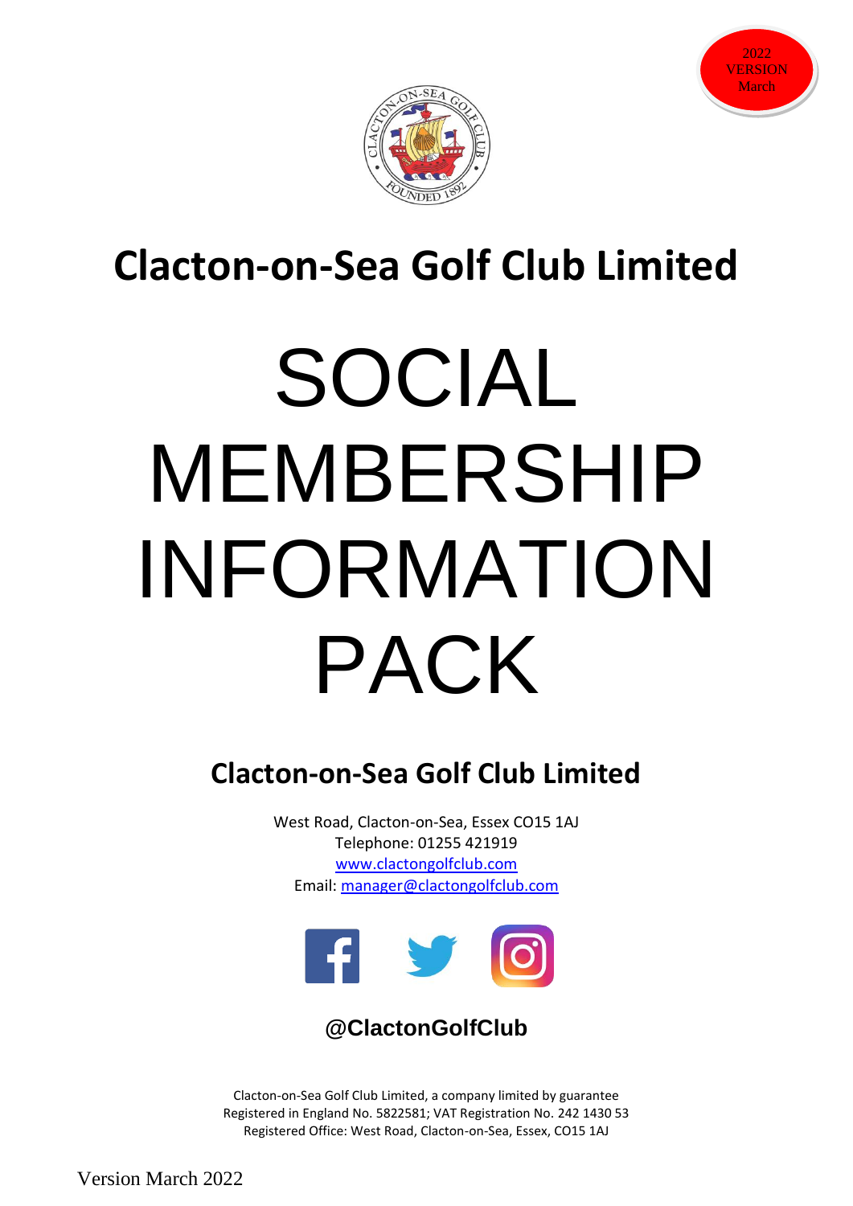2022 VERSION March

# Clacton-on-Sea Golf Club Limited

# SOCIAL MEMBERSHIP INFORMATION PACK

## Clacton-on-Sea Golf Club Limited

West Road, Clacton-on-Sea, Essex CO15 1AJ
Telephone: 01255 421919
www.clactongolfclub.com
Email: manager@clactongolfclub.com

**@ClactonGolfClub**

Clacton-on-Sea Golf Club Limited, a company limited by guarantee
Registered in England No. 5822581; VAT Registration No. 242 1430 53
Registered Office: West Road, Clacton-on-Sea, Essex, CO15 1AJ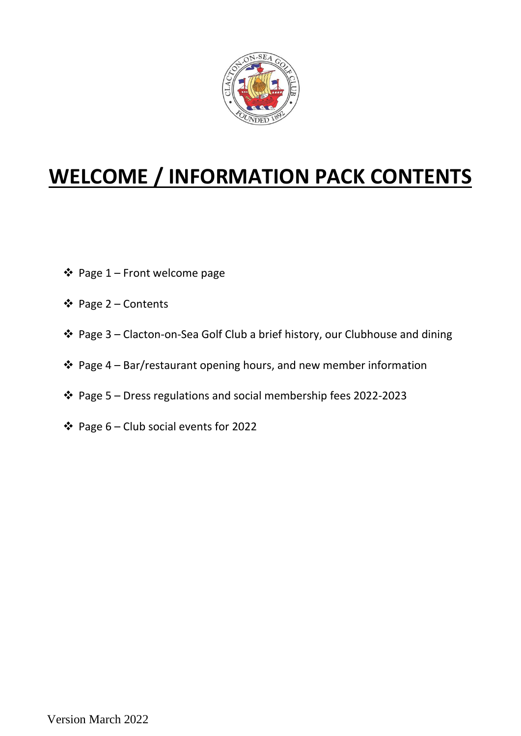# WELCOME / INFORMATION PACK CONTENTS

- Page 1 – Front welcome page
- Page 2 – Contents
- Page 3 – Clacton-on-Sea Golf Club a brief history, our Clubhouse and dining
- Page 4 – Bar/restaurant opening hours, and new member information
- Page 5 – Dress regulations and social membership fees 2022-2023
- Page 6 – Club social events for 2022

Version March 2022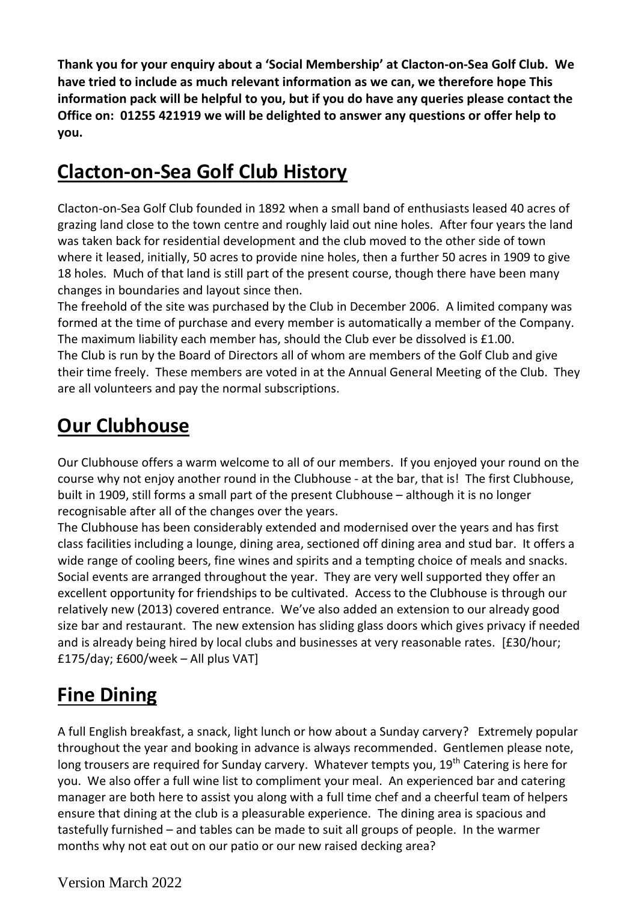**Thank you for your enquiry about a 'Social Membership' at Clacton-on-Sea Golf Club. We have tried to include as much relevant information as we can, we therefore hope This information pack will be helpful to you, but if you do have any queries please contact the Office on: 01255 421919 we will be delighted to answer any questions or offer help to you.**

## Clacton-on-Sea Golf Club History

Clacton-on-Sea Golf Club founded in 1892 when a small band of enthusiasts leased 40 acres of grazing land close to the town centre and roughly laid out nine holes. After four years the land was taken back for residential development and the club moved to the other side of town where it leased, initially, 50 acres to provide nine holes, then a further 50 acres in 1909 to give 18 holes. Much of that land is still part of the present course, though there have been many changes in boundaries and layout since then.

The freehold of the site was purchased by the Club in December 2006. A limited company was formed at the time of purchase and every member is automatically a member of the Company. The maximum liability each member has, should the Club ever be dissolved is £1.00.

The Club is run by the Board of Directors all of whom are members of the Golf Club and give their time freely. These members are voted in at the Annual General Meeting of the Club. They are all volunteers and pay the normal subscriptions.

## Our Clubhouse

Our Clubhouse offers a warm welcome to all of our members. If you enjoyed your round on the course why not enjoy another round in the Clubhouse - at the bar, that is! The first Clubhouse, built in 1909, still forms a small part of the present Clubhouse – although it is no longer recognisable after all of the changes over the years.

The Clubhouse has been considerably extended and modernised over the years and has first class facilities including a lounge, dining area, sectioned off dining area and stud bar. It offers a wide range of cooling beers, fine wines and spirits and a tempting choice of meals and snacks. Social events are arranged throughout the year. They are very well supported they offer an excellent opportunity for friendships to be cultivated. Access to the Clubhouse is through our relatively new (2013) covered entrance. We've also added an extension to our already good size bar and restaurant. The new extension has sliding glass doors which gives privacy if needed and is already being hired by local clubs and businesses at very reasonable rates. [£30/hour; £175/day; £600/week – All plus VAT]

## Fine Dining

A full English breakfast, a snack, light lunch or how about a Sunday carvery? Extremely popular throughout the year and booking in advance is always recommended. Gentlemen please note, long trousers are required for Sunday carvery. Whatever tempts you, 19th Catering is here for you. We also offer a full wine list to compliment your meal. An experienced bar and catering manager are both here to assist you along with a full time chef and a cheerful team of helpers ensure that dining at the club is a pleasurable experience. The dining area is spacious and tastefully furnished – and tables can be made to suit all groups of people. In the warmer months why not eat out on our patio or our new raised decking area?

Version March 2022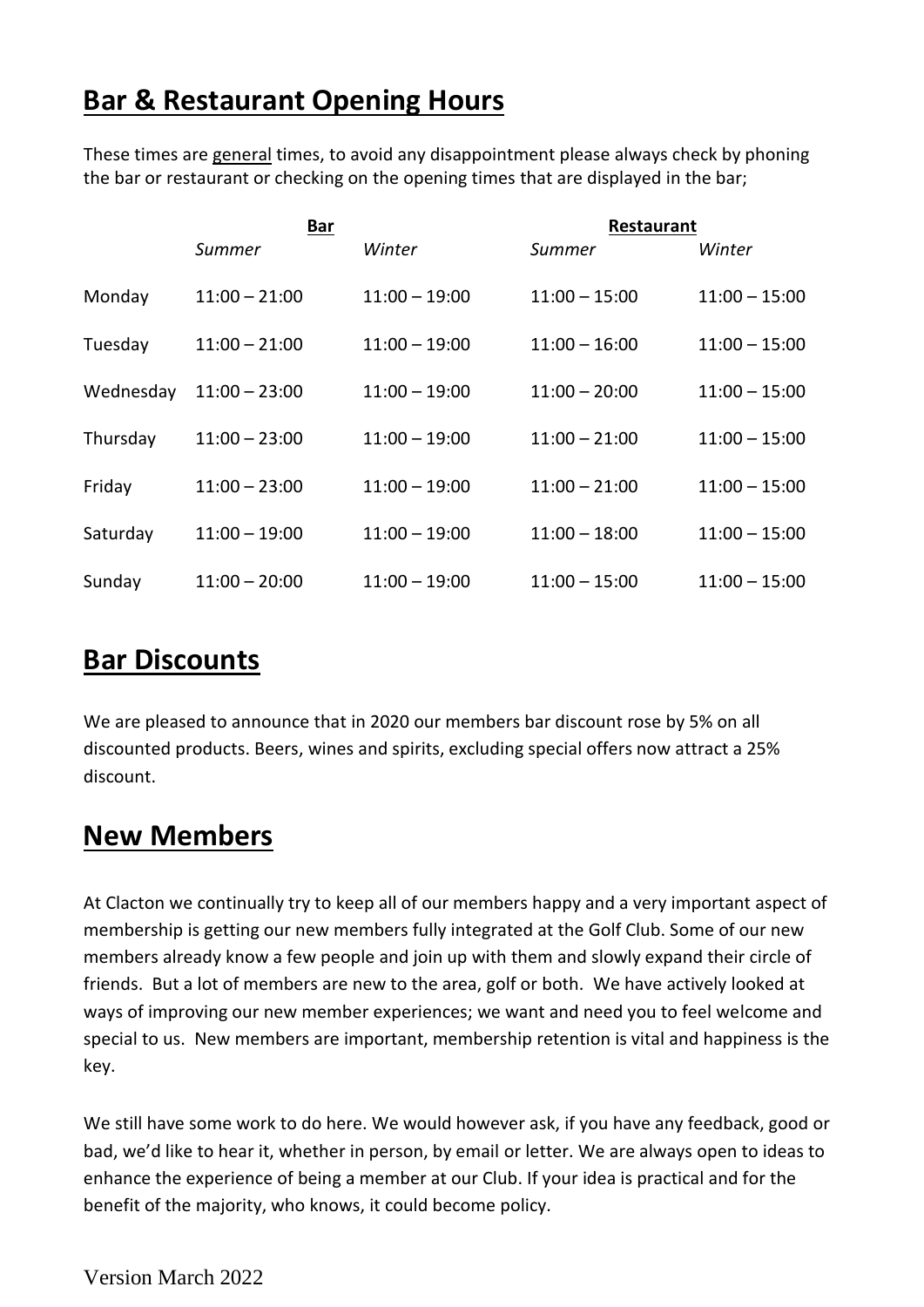## Bar & Restaurant Opening Hours

These times are general times, to avoid any disappointment please always check by phoning the bar or restaurant or checking on the opening times that are displayed in the bar;

| | **Bar** | | **Restaurant** | |
|---|---|---|---|---|
| | *Summer* | *Winter* | *Summer* | *Winter* |
| Monday | 11:00 – 21:00 | 11:00 – 19:00 | 11:00 – 15:00 | 11:00 – 15:00 |
| Tuesday | 11:00 – 21:00 | 11:00 – 19:00 | 11:00 – 16:00 | 11:00 – 15:00 |
| Wednesday | 11:00 – 23:00 | 11:00 – 19:00 | 11:00 – 20:00 | 11:00 – 15:00 |
| Thursday | 11:00 – 23:00 | 11:00 – 19:00 | 11:00 – 21:00 | 11:00 – 15:00 |
| Friday | 11:00 – 23:00 | 11:00 – 19:00 | 11:00 – 21:00 | 11:00 – 15:00 |
| Saturday | 11:00 – 19:00 | 11:00 – 19:00 | 11:00 – 18:00 | 11:00 – 15:00 |
| Sunday | 11:00 – 20:00 | 11:00 – 19:00 | 11:00 – 15:00 | 11:00 – 15:00 |

## Bar Discounts

We are pleased to announce that in 2020 our members bar discount rose by 5% on all discounted products. Beers, wines and spirits, excluding special offers now attract a 25% discount.

## New Members

At Clacton we continually try to keep all of our members happy and a very important aspect of membership is getting our new members fully integrated at the Golf Club. Some of our new members already know a few people and join up with them and slowly expand their circle of friends. But a lot of members are new to the area, golf or both. We have actively looked at ways of improving our new member experiences; we want and need you to feel welcome and special to us. New members are important, membership retention is vital and happiness is the key.

We still have some work to do here. We would however ask, if you have any feedback, good or bad, we'd like to hear it, whether in person, by email or letter. We are always open to ideas to enhance the experience of being a member at our Club. If your idea is practical and for the benefit of the majority, who knows, it could become policy.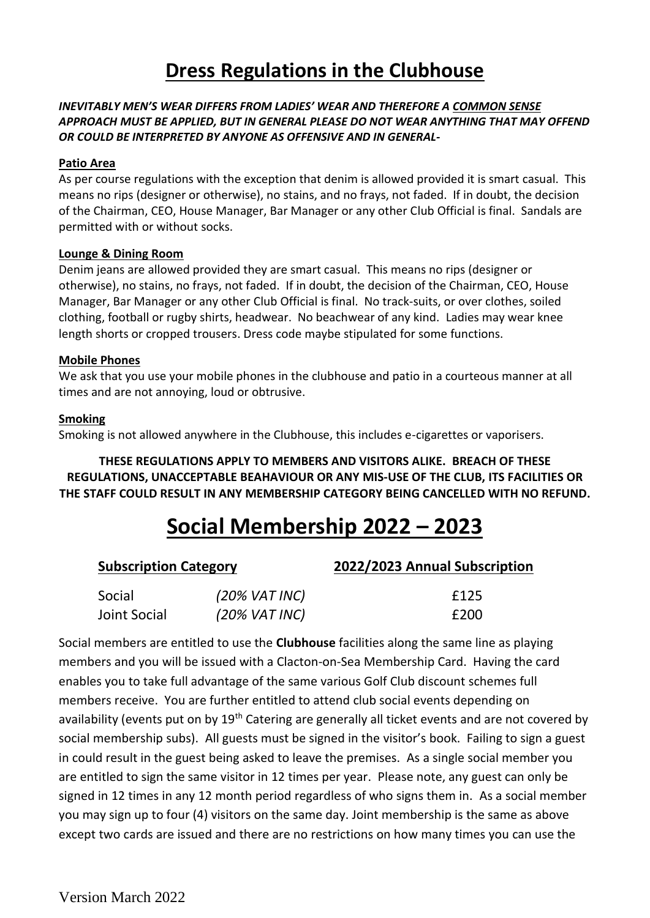# Dress Regulations in the Clubhouse

***INEVITABLY MEN'S WEAR DIFFERS FROM LADIES' WEAR AND THEREFORE A COMMON SENSE APPROACH MUST BE APPLIED, BUT IN GENERAL PLEASE DO NOT WEAR ANYTHING THAT MAY OFFEND OR COULD BE INTERPRETED BY ANYONE AS OFFENSIVE AND IN GENERAL-***

**Patio Area**

As per course regulations with the exception that denim is allowed provided it is smart casual. This means no rips (designer or otherwise), no stains, and no frays, not faded. If in doubt, the decision of the Chairman, CEO, House Manager, Bar Manager or any other Club Official is final. Sandals are permitted with or without socks.

**Lounge & Dining Room**

Denim jeans are allowed provided they are smart casual. This means no rips (designer or otherwise), no stains, no frays, not faded. If in doubt, the decision of the Chairman, CEO, House Manager, Bar Manager or any other Club Official is final. No track-suits, or over clothes, soiled clothing, football or rugby shirts, headwear. No beachwear of any kind. Ladies may wear knee length shorts or cropped trousers. Dress code maybe stipulated for some functions.

**Mobile Phones**

We ask that you use your mobile phones in the clubhouse and patio in a courteous manner at all times and are not annoying, loud or obtrusive.

**Smoking**

Smoking is not allowed anywhere in the Clubhouse, this includes e-cigarettes or vaporisers.

**THESE REGULATIONS APPLY TO MEMBERS AND VISITORS ALIKE. BREACH OF THESE REGULATIONS, UNACCEPTABLE BEAHAVIOUR OR ANY MIS-USE OF THE CLUB, ITS FACILITIES OR THE STAFF COULD RESULT IN ANY MEMBERSHIP CATEGORY BEING CANCELLED WITH NO REFUND.**

# Social Membership 2022 – 2023

| Subscription Category | | 2022/2023 Annual Subscription |
|---|---|---|
| Social | *(20% VAT INC)* | £125 |
| Joint Social | *(20% VAT INC)* | £200 |

Social members are entitled to use the **Clubhouse** facilities along the same line as playing members and you will be issued with a Clacton-on-Sea Membership Card. Having the card enables you to take full advantage of the same various Golf Club discount schemes full members receive. You are further entitled to attend club social events depending on availability (events put on by 19th Catering are generally all ticket events and are not covered by social membership subs). All guests must be signed in the visitor's book. Failing to sign a guest in could result in the guest being asked to leave the premises. As a single social member you are entitled to sign the same visitor in 12 times per year. Please note, any guest can only be signed in 12 times in any 12 month period regardless of who signs them in. As a social member you may sign up to four (4) visitors on the same day. Joint membership is the same as above except two cards are issued and there are no restrictions on how many times you can use the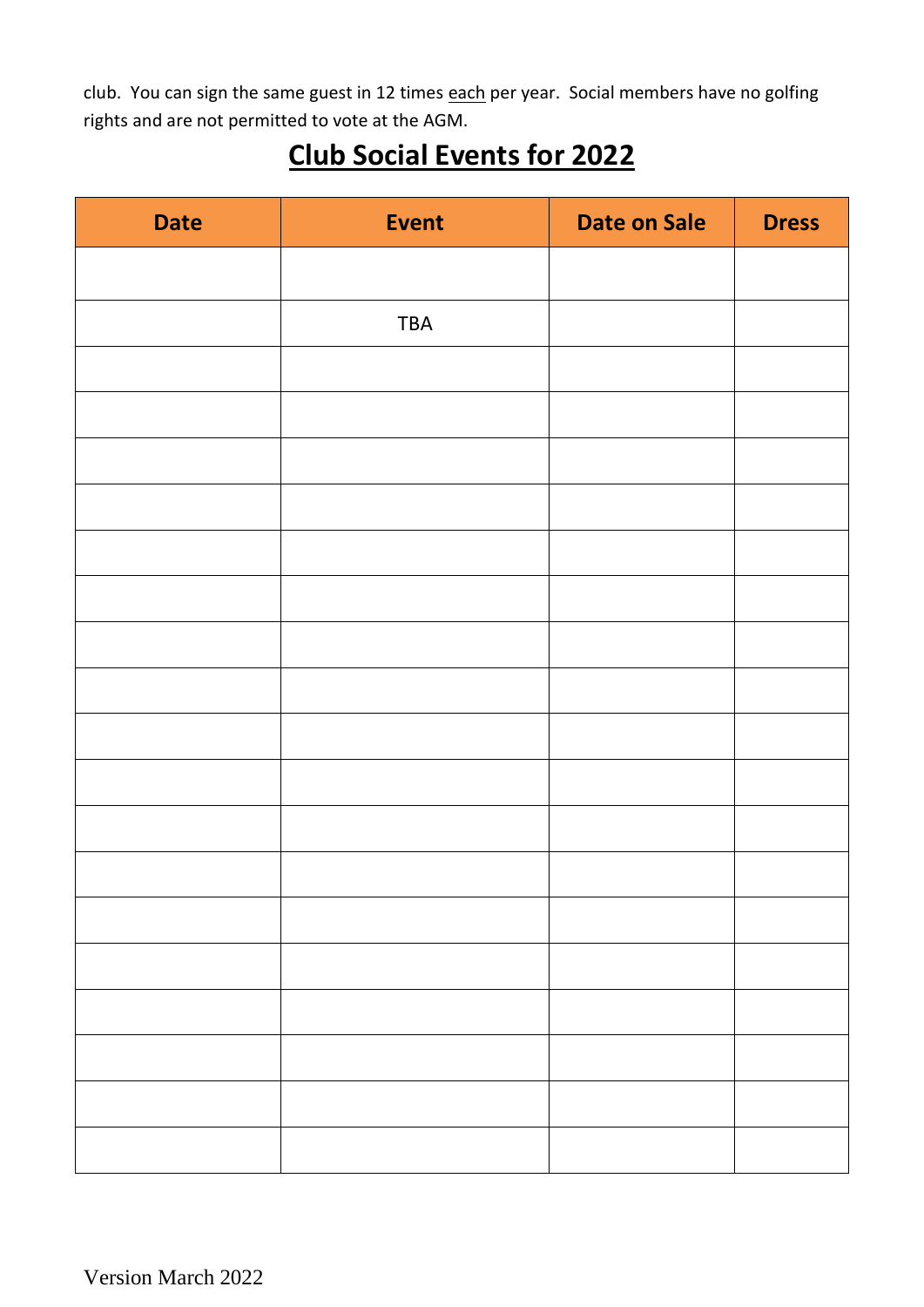club. You can sign the same guest in 12 times each per year. Social members have no golfing rights and are not permitted to vote at the AGM.

## Club Social Events for 2022

| Date | Event | Date on Sale | Dress |
|---|---|---|---|
| | | | |
| | TBA | | |
| | | | |
| | | | |
| | | | |
| | | | |
| | | | |
| | | | |
| | | | |
| | | | |
| | | | |
| | | | |
| | | | |
| | | | |
| | | | |
| | | | |
| | | | |
| | | | |
| | | | |
| | | | |

Version March 2022